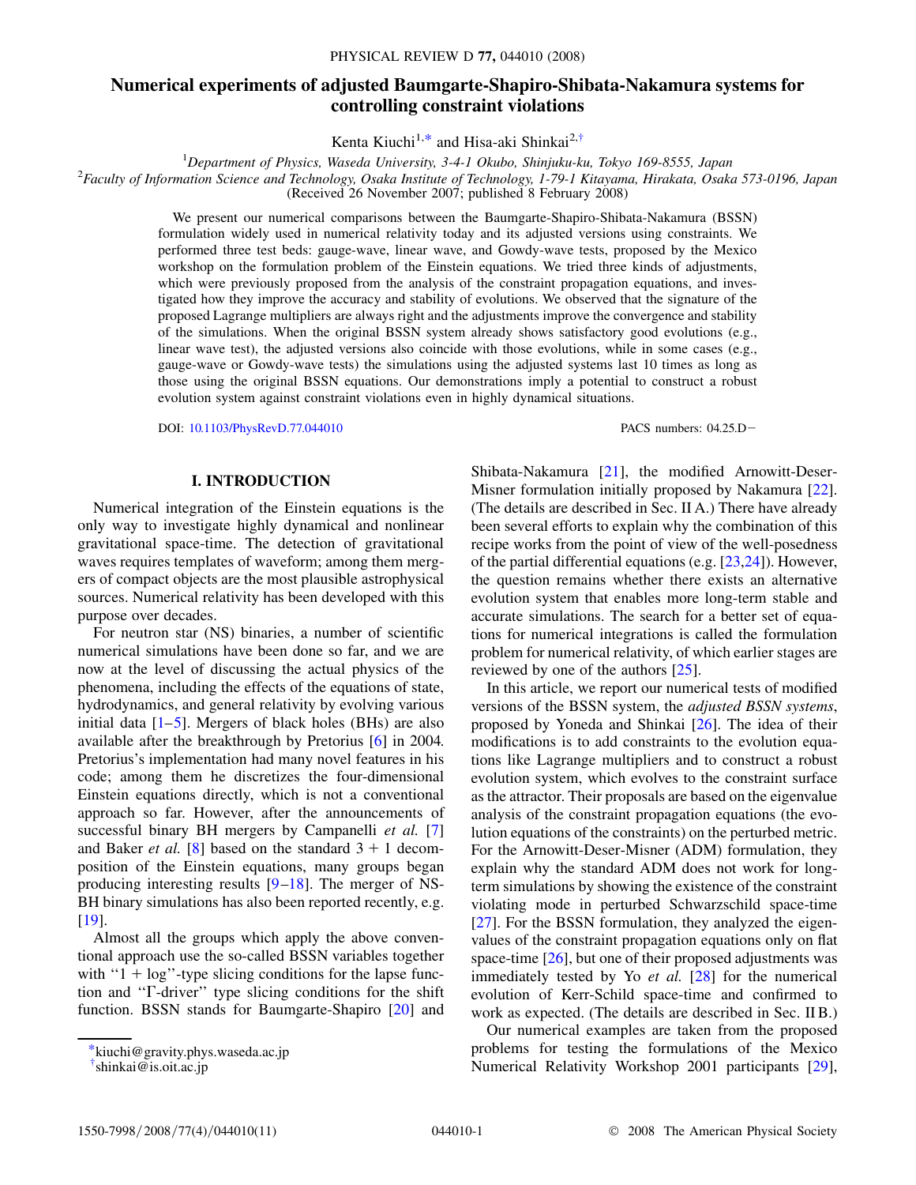# Numerical experiments of adjusted Baumgarte-Shapiro-Shibata-Nakamura systems for controlling constraint violations

Kenta Kiuchi[1,*] and Hisa-aki Shinkai[2,†]

[1]*Department of Physics, Waseda University, 3-4-1 Okubo, Shinjuku-ku, Tokyo 169-8555, Japan*
[2]*Faculty of Information Science and Technology, Osaka Institute of Technology, 1-79-1 Kitayama, Hirakata, Osaka 573-0196, Japan*
(Received 26 November 2007; published 8 February 2008)

We present our numerical comparisons between the Baumgarte-Shapiro-Shibata-Nakamura (BSSN) formulation widely used in numerical relativity today and its adjusted versions using constraints. We performed three test beds: gauge-wave, linear wave, and Gowdy-wave tests, proposed by the Mexico workshop on the formulation problem of the Einstein equations. We tried three kinds of adjustments, which were previously proposed from the analysis of the constraint propagation equations, and investigated how they improve the accuracy and stability of evolutions. We observed that the signature of the proposed Lagrange multipliers are always right and the adjustments improve the convergence and stability of the simulations. When the original BSSN system already shows satisfactory good evolutions (e.g., linear wave test), the adjusted versions also coincide with those evolutions, while in some cases (e.g., gauge-wave or Gowdy-wave tests) the simulations using the adjusted systems last 10 times as long as those using the original BSSN equations. Our demonstrations imply a potential to construct a robust evolution system against constraint violations even in highly dynamical situations.

DOI: 10.1103/PhysRevD.77.044010 PACS numbers: 04.25.D−

## I. INTRODUCTION

Numerical integration of the Einstein equations is the only way to investigate highly dynamical and nonlinear gravitational space-time. The detection of gravitational waves requires templates of waveform; among them mergers of compact objects are the most plausible astrophysical sources. Numerical relativity has been developed with this purpose over decades.

For neutron star (NS) binaries, a number of scientific numerical simulations have been done so far, and we are now at the level of discussing the actual physics of the phenomena, including the effects of the equations of state, hydrodynamics, and general relativity by evolving various initial data [1–5]. Mergers of black holes (BHs) are also available after the breakthrough by Pretorius [6] in 2004. Pretorius's implementation had many novel features in his code; among them he discretizes the four-dimensional Einstein equations directly, which is not a conventional approach so far. However, after the announcements of successful binary BH mergers by Campanelli *et al.* [7] and Baker *et al.* [8] based on the standard 3 + 1 decomposition of the Einstein equations, many groups began producing interesting results [9–18]. The merger of NS-BH binary simulations has also been reported recently, e.g. [19].

Almost all the groups which apply the above conventional approach use the so-called BSSN variables together with "1 + log"-type slicing conditions for the lapse function and "Γ-driver" type slicing conditions for the shift function. BSSN stands for Baumgarte-Shapiro [20] and Shibata-Nakamura [21], the modified Arnowitt-Deser-Misner formulation initially proposed by Nakamura [22]. (The details are described in Sec. II A.) There have already been several efforts to explain why the combination of this recipe works from the point of view of the well-posedness of the partial differential equations (e.g. [23,24]). However, the question remains whether there exists an alternative evolution system that enables more long-term stable and accurate simulations. The search for a better set of equations for numerical integrations is called the formulation problem for numerical relativity, of which earlier stages are reviewed by one of the authors [25].

In this article, we report our numerical tests of modified versions of the BSSN system, the *adjusted BSSN systems*, proposed by Yoneda and Shinkai [26]. The idea of their modifications is to add constraints to the evolution equations like Lagrange multipliers and to construct a robust evolution system, which evolves to the constraint surface as the attractor. Their proposals are based on the eigenvalue analysis of the constraint propagation equations (the evolution equations of the constraints) on the perturbed metric. For the Arnowitt-Deser-Misner (ADM) formulation, they explain why the standard ADM does not work for long-term simulations by showing the existence of the constraint violating mode in perturbed Schwarzschild space-time [27]. For the BSSN formulation, they analyzed the eigenvalues of the constraint propagation equations only on flat space-time [26], but one of their proposed adjustments was immediately tested by Yo *et al.* [28] for the numerical evolution of Kerr-Schild space-time and confirmed to work as expected. (The details are described in Sec. II B.)

Our numerical examples are taken from the proposed problems for testing the formulations of the Mexico Numerical Relativity Workshop 2001 participants [29],

*kiuchi@gravity.phys.waseda.ac.jp
†shinkai@is.oit.ac.jp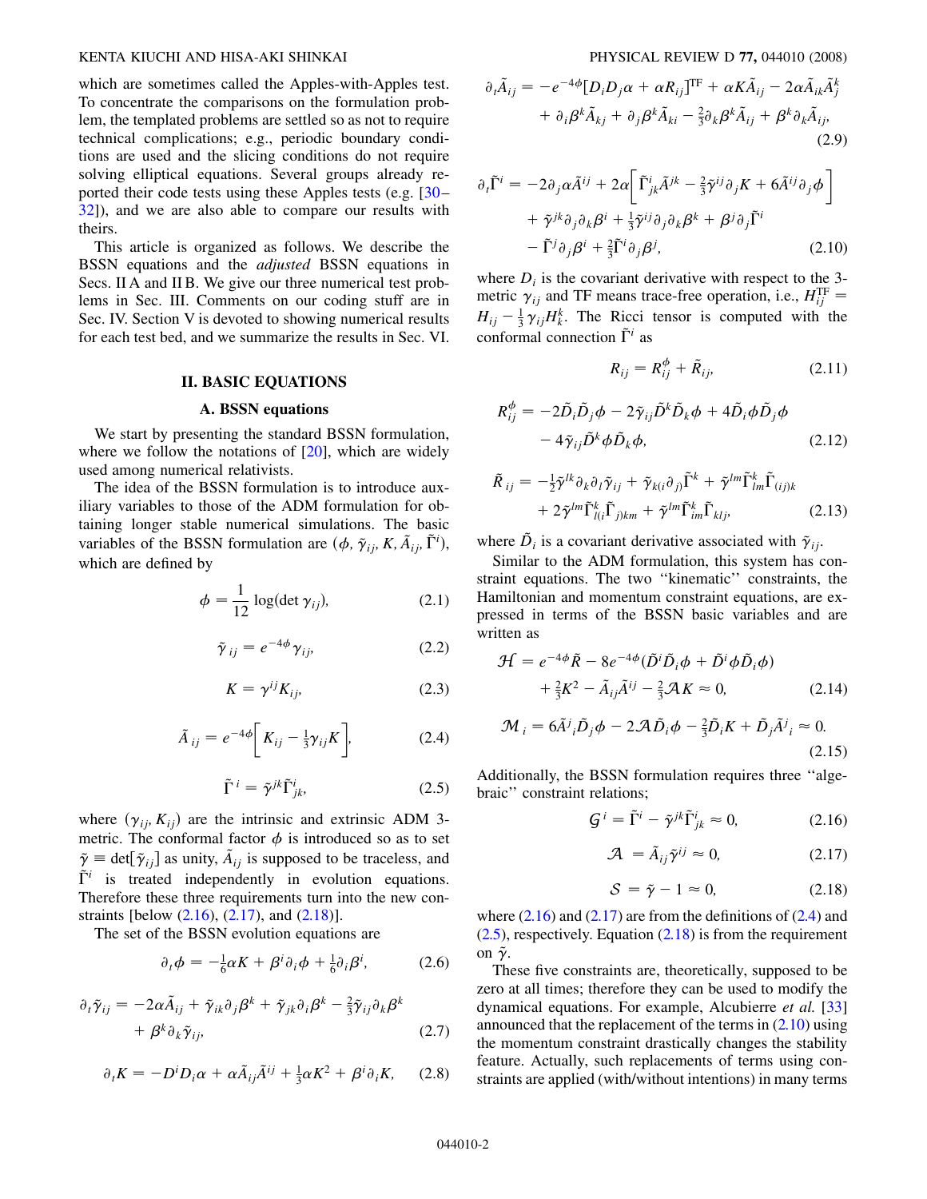which are sometimes called the Apples-with-Apples test. To concentrate the comparisons on the formulation problem, the templated problems are settled so as not to require technical complications; e.g., periodic boundary conditions are used and the slicing conditions do not require solving elliptical equations. Several groups already reported their code tests using these Apples tests (e.g. [30–32]), and we are also able to compare our results with theirs.

This article is organized as follows. We describe the BSSN equations and the *adjusted* BSSN equations in Secs. II A and II B. We give our three numerical test problems in Sec. III. Comments on our coding stuff are in Sec. IV. Section V is devoted to showing numerical results for each test bed, and we summarize the results in Sec. VI.

## II. BASIC EQUATIONS

### A. BSSN equations

We start by presenting the standard BSSN formulation, where we follow the notations of [20], which are widely used among numerical relativists.

The idea of the BSSN formulation is to introduce auxiliary variables to those of the ADM formulation for obtaining longer stable numerical simulations. The basic variables of the BSSN formulation are $(\phi, \tilde{\gamma}_{ij}, K, \tilde{A}_{ij}, \tilde{\Gamma}^i)$, which are defined by

$$\phi = \frac{1}{12}\log(\det\gamma_{ij}), \tag{2.1}$$

$$\tilde{\gamma}_{ij} = e^{-4\phi}\gamma_{ij}, \tag{2.2}$$

$$K = \gamma^{ij}K_{ij}, \tag{2.3}$$

$$\tilde{A}_{ij} = e^{-4\phi}\left[K_{ij} - \tfrac{1}{3}\gamma_{ij}K\right], \tag{2.4}$$

$$\tilde{\Gamma}^i = \tilde{\gamma}^{jk}\tilde{\Gamma}^i_{jk}, \tag{2.5}$$

where $(\gamma_{ij}, K_{ij})$ are the intrinsic and extrinsic ADM 3-metric. The conformal factor $\phi$ is introduced so as to set $\tilde{\gamma} \equiv \det[\tilde{\gamma}_{ij}]$ as unity, $\tilde{A}_{ij}$ is supposed to be traceless, and $\tilde{\Gamma}^i$ is treated independently in evolution equations. Therefore these three requirements turn into the new constraints [below (2.16), (2.17), and (2.18)].

The set of the BSSN evolution equations are

$$\partial_t\phi = -\tfrac{1}{6}\alpha K + \beta^i\partial_i\phi + \tfrac{1}{6}\partial_i\beta^i, \tag{2.6}$$

$$\partial_t\tilde{\gamma}_{ij} = -2\alpha\tilde{A}_{ij} + \tilde{\gamma}_{ik}\partial_j\beta^k + \tilde{\gamma}_{jk}\partial_i\beta^k - \tfrac{2}{3}\tilde{\gamma}_{ij}\partial_k\beta^k + \beta^k\partial_k\tilde{\gamma}_{ij}, \tag{2.7}$$

$$\partial_t K = -D^iD_i\alpha + \alpha\tilde{A}_{ij}\tilde{A}^{ij} + \tfrac{1}{3}\alpha K^2 + \beta^i\partial_i K, \tag{2.8}$$

$$\partial_t\tilde{A}_{ij} = -e^{-4\phi}[D_iD_j\alpha + \alpha R_{ij}]^{\rm TF} + \alpha K\tilde{A}_{ij} - 2\alpha\tilde{A}_{ik}\tilde{A}^k_j + \partial_i\beta^k\tilde{A}_{kj} + \partial_j\beta^k\tilde{A}_{ki} - \tfrac{2}{3}\partial_k\beta^k\tilde{A}_{ij} + \beta^k\partial_k\tilde{A}_{ij}, \tag{2.9}$$

$$\partial_t\tilde{\Gamma}^i = -2\partial_j\alpha\tilde{A}^{ij} + 2\alpha\left[\tilde{\Gamma}^i_{jk}\tilde{A}^{jk} - \tfrac{2}{3}\tilde{\gamma}^{ij}\partial_j K + 6\tilde{A}^{ij}\partial_j\phi\right] + \tilde{\gamma}^{jk}\partial_j\partial_k\beta^i + \tfrac{1}{3}\tilde{\gamma}^{ij}\partial_j\partial_k\beta^k + \beta^j\partial_j\tilde{\Gamma}^i - \tilde{\Gamma}^j\partial_j\beta^i + \tfrac{2}{3}\tilde{\Gamma}^i\partial_j\beta^j, \tag{2.10}$$

where $D_i$ is the covariant derivative with respect to the 3-metric $\gamma_{ij}$ and TF means trace-free operation, i.e., $H^{\rm TF}_{ij} = H_{ij} - \frac{1}{3}\gamma_{ij}H^k_k$. The Ricci tensor is computed with the conformal connection $\tilde{\Gamma}^i$ as

$$R_{ij} = R^\phi_{ij} + \tilde{R}_{ij}, \tag{2.11}$$

$$R^\phi_{ij} = -2\tilde{D}_i\tilde{D}_j\phi - 2\tilde{\gamma}_{ij}\tilde{D}^k\tilde{D}_k\phi + 4\tilde{D}_i\phi\tilde{D}_j\phi - 4\tilde{\gamma}_{ij}\tilde{D}^k\phi\tilde{D}_k\phi, \tag{2.12}$$

$$\tilde{R}_{ij} = -\tfrac{1}{2}\tilde{\gamma}^{lk}\partial_k\partial_l\tilde{\gamma}_{ij} + \tilde{\gamma}_{k(i}\partial_{j)}\tilde{\Gamma}^k + \tilde{\gamma}^{lm}\tilde{\Gamma}^k_{lm}\tilde{\Gamma}_{(ij)k} + 2\tilde{\gamma}^{lm}\tilde{\Gamma}^k_{l(i}\tilde{\Gamma}_{j)km} + \tilde{\gamma}^{lm}\tilde{\Gamma}^k_{im}\tilde{\Gamma}_{klj}, \tag{2.13}$$

where $\tilde{D}_i$ is a covariant derivative associated with $\tilde{\gamma}_{ij}$.

Similar to the ADM formulation, this system has constraint equations. The two "kinematic" constraints, the Hamiltonian and momentum constraint equations, are expressed in terms of the BSSN basic variables and are written as

$$\mathcal{H} = e^{-4\phi}\tilde{R} - 8e^{-4\phi}(\tilde{D}^i\tilde{D}_i\phi + \tilde{D}^i\phi\tilde{D}_i\phi) + \tfrac{2}{3}K^2 - \tilde{A}_{ij}\tilde{A}^{ij} - \tfrac{2}{3}\mathcal{A}K \approx 0, \tag{2.14}$$

$$\mathcal{M}_i = 6\tilde{A}^j{}_i\tilde{D}_j\phi - 2\mathcal{A}\tilde{D}_i\phi - \tfrac{2}{3}\tilde{D}_iK + \tilde{D}_j\tilde{A}^j{}_i \approx 0. \tag{2.15}$$

Additionally, the BSSN formulation requires three "algebraic" constraint relations;

$$\mathcal{G}^i = \tilde{\Gamma}^i - \tilde{\gamma}^{jk}\tilde{\Gamma}^i_{jk} \approx 0, \tag{2.16}$$

$$\mathcal{A} = \tilde{A}_{ij}\tilde{\gamma}^{ij} \approx 0, \tag{2.17}$$

$$\mathcal{S} = \tilde{\gamma} - 1 \approx 0, \tag{2.18}$$

where (2.16) and (2.17) are from the definitions of (2.4) and (2.5), respectively. Equation (2.18) is from the requirement on $\tilde{\gamma}$.

These five constraints are, theoretically, supposed to be zero at all times; therefore they can be used to modify the dynamical equations. For example, Alcubierre *et al.* [33] announced that the replacement of the terms in (2.10) using the momentum constraint drastically changes the stability feature. Actually, such replacements of terms using constraints are applied (with/without intentions) in many terms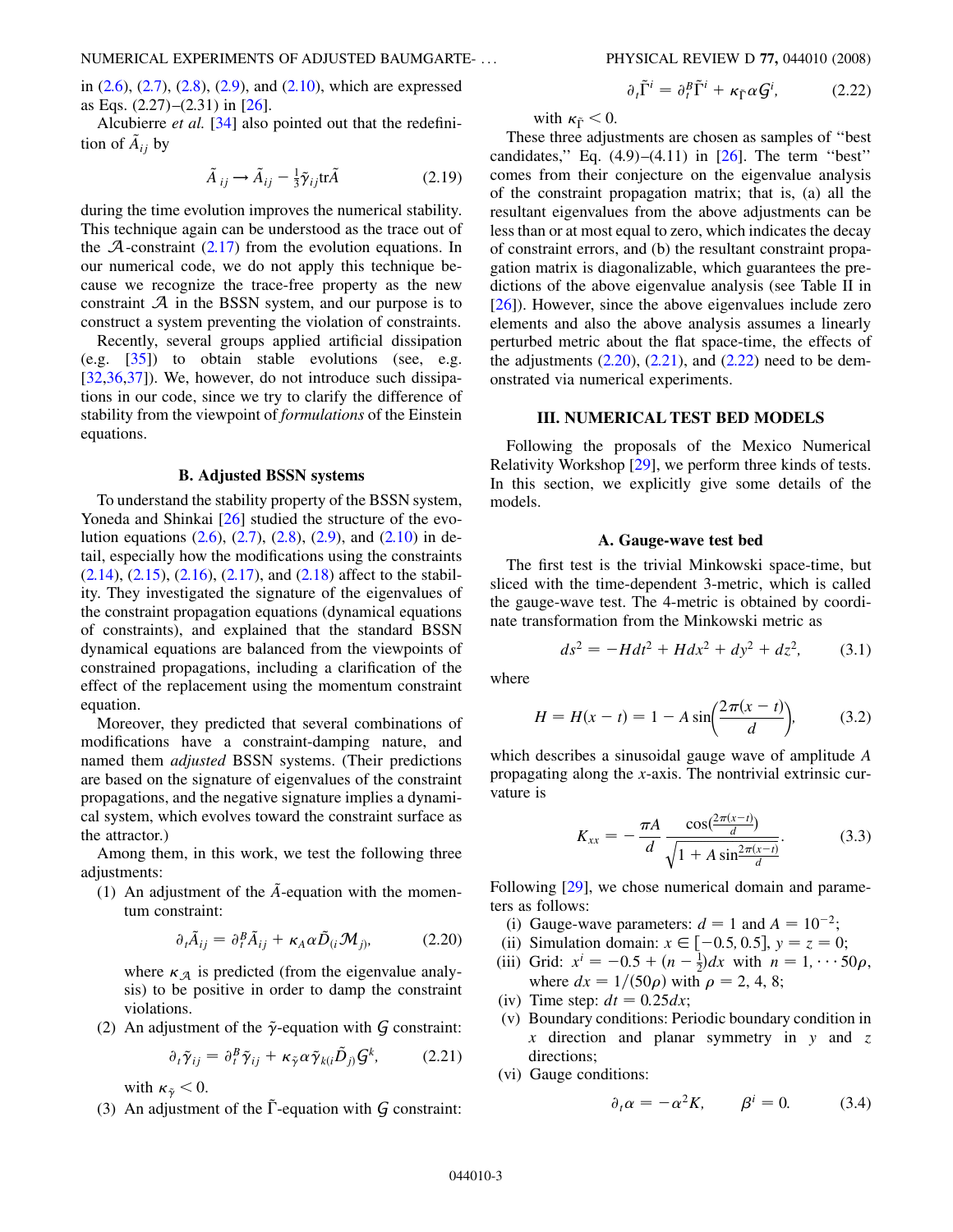in (2.6), (2.7), (2.8), (2.9), and (2.10), which are expressed as Eqs. (2.27)–(2.31) in [26].

Alcubierre *et al.* [34] also pointed out that the redefinition of $\tilde{A}_{ij}$ by

$$\tilde{A}_{ij} \rightarrow \tilde{A}_{ij} - \frac{1}{3}\tilde{\gamma}_{ij}\mathrm{tr}\tilde{A} \tag{2.19}$$

during the time evolution improves the numerical stability. This technique again can be understood as the trace out of the $\mathcal{A}$-constraint (2.17) from the evolution equations. In our numerical code, we do not apply this technique because we recognize the trace-free property as the new constraint $\mathcal{A}$ in the BSSN system, and our purpose is to construct a system preventing the violation of constraints.

Recently, several groups applied artificial dissipation (e.g. [35]) to obtain stable evolutions (see, e.g. [32,36,37]). We, however, do not introduce such dissipations in our code, since we try to clarify the difference of stability from the viewpoint of *formulations* of the Einstein equations.

### B. Adjusted BSSN systems

To understand the stability property of the BSSN system, Yoneda and Shinkai [26] studied the structure of the evolution equations (2.6), (2.7), (2.8), (2.9), and (2.10) in detail, especially how the modifications using the constraints (2.14), (2.15), (2.16), (2.17), and (2.18) affect to the stability. They investigated the signature of the eigenvalues of the constraint propagation equations (dynamical equations of constraints), and explained that the standard BSSN dynamical equations are balanced from the viewpoints of constrained propagations, including a clarification of the effect of the replacement using the momentum constraint equation.

Moreover, they predicted that several combinations of modifications have a constraint-damping nature, and named them *adjusted* BSSN systems. (Their predictions are based on the signature of eigenvalues of the constraint propagations, and the negative signature implies a dynamical system, which evolves toward the constraint surface as the attractor.)

Among them, in this work, we test the following three adjustments:

(1) An adjustment of the $\tilde{A}$-equation with the momentum constraint:

$$\partial_t \tilde{A}_{ij} = \partial_t^B \tilde{A}_{ij} + \kappa_A \alpha \tilde{D}_{(i}\mathcal{M}_{j)}, \tag{2.20}$$

where $\kappa_{\mathcal{A}}$ is predicted (from the eigenvalue analysis) to be positive in order to damp the constraint violations.

(2) An adjustment of the $\tilde{\gamma}$-equation with $\mathcal{G}$ constraint:

$$\partial_t \tilde{\gamma}_{ij} = \partial_t^B \tilde{\gamma}_{ij} + \kappa_{\tilde{\gamma}} \alpha \tilde{\gamma}_{k(i}\tilde{D}_{j)}\mathcal{G}^k, \tag{2.21}$$

with $\kappa_{\tilde{\gamma}} < 0$.

(3) An adjustment of the $\tilde{\Gamma}$-equation with $\mathcal{G}$ constraint:

$$\partial_t \tilde{\Gamma}^i = \partial_t^B \tilde{\Gamma}^i + \kappa_{\tilde{\Gamma}} \alpha \mathcal{G}^i, \tag{2.22}$$

with $\kappa_{\tilde{\Gamma}} < 0$.

These three adjustments are chosen as samples of "best candidates," Eq. (4.9)–(4.11) in [26]. The term "best" comes from their conjecture on the eigenvalue analysis of the constraint propagation matrix; that is, (a) all the resultant eigenvalues from the above adjustments can be less than or at most equal to zero, which indicates the decay of constraint errors, and (b) the resultant constraint propagation matrix is diagonalizable, which guarantees the predictions of the above eigenvalue analysis (see Table II in [26]). However, since the above eigenvalues include zero elements and also the above analysis assumes a linearly perturbed metric about the flat space-time, the effects of the adjustments (2.20), (2.21), and (2.22) need to be demonstrated via numerical experiments.

## III. NUMERICAL TEST BED MODELS

Following the proposals of the Mexico Numerical Relativity Workshop [29], we perform three kinds of tests. In this section, we explicitly give some details of the models.

### A. Gauge-wave test bed

The first test is the trivial Minkowski space-time, but sliced with the time-dependent 3-metric, which is called the gauge-wave test. The 4-metric is obtained by coordinate transformation from the Minkowski metric as

$$ds^2 = -Hdt^2 + Hdx^2 + dy^2 + dz^2, \tag{3.1}$$

where

$$H = H(x - t) = 1 - A\sin\left(\frac{2\pi(x - t)}{d}\right), \tag{3.2}$$

which describes a sinusoidal gauge wave of amplitude $A$ propagating along the $x$-axis. The nontrivial extrinsic curvature is

$$K_{xx} = -\frac{\pi A}{d}\frac{\cos\left(\frac{2\pi(x-t)}{d}\right)}{\sqrt{1 + A\sin\frac{2\pi(x-t)}{d}}}. \tag{3.3}$$

Following [29], we chose numerical domain and parameters as follows:

(i) Gauge-wave parameters: $d = 1$ and $A = 10^{-2}$;
(ii) Simulation domain: $x \in [-0.5, 0.5]$, $y = z = 0$;
(iii) Grid: $x^i = -0.5 + (n - \frac{1}{2})dx$ with $n = 1, \cdots 50\rho$, where $dx = 1/(50\rho)$ with $\rho = 2, 4, 8$;
(iv) Time step: $dt = 0.25dx$;
(v) Boundary conditions: Periodic boundary condition in $x$ direction and planar symmetry in $y$ and $z$ directions;
(vi) Gauge conditions:

$$\partial_t \alpha = -\alpha^2 K, \qquad \beta^i = 0. \tag{3.4}$$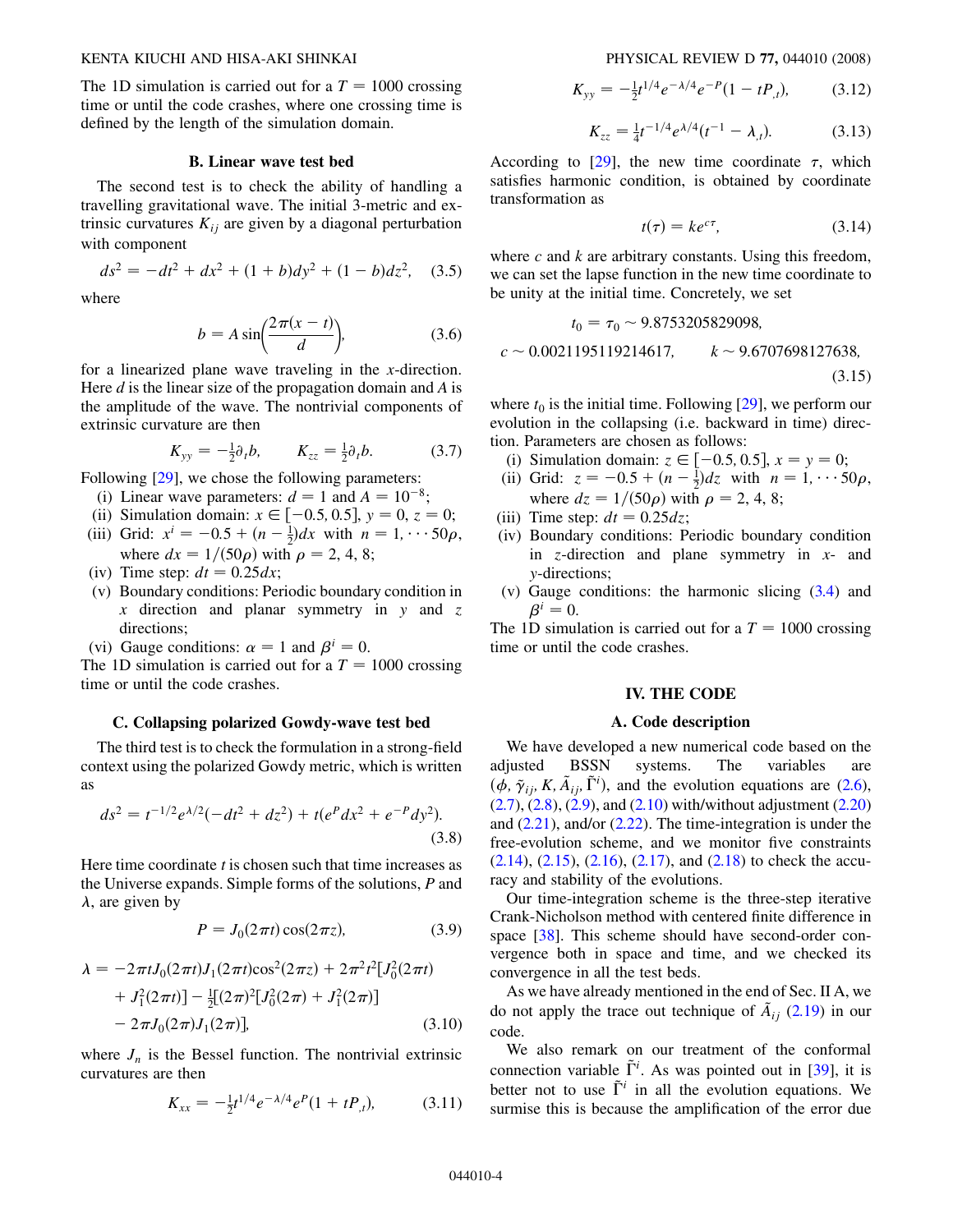The 1D simulation is carried out for a $T = 1000$ crossing time or until the code crashes, where one crossing time is defined by the length of the simulation domain.

### B. Linear wave test bed

The second test is to check the ability of handling a travelling gravitational wave. The initial 3-metric and extrinsic curvatures $K_{ij}$ are given by a diagonal perturbation with component

$$ds^2 = -dt^2 + dx^2 + (1 + b)dy^2 + (1 - b)dz^2, \quad (3.5)$$

where

$$b = A \sin\left(\frac{2\pi(x - t)}{d}\right), \quad (3.6)$$

for a linearized plane wave traveling in the $x$-direction. Here $d$ is the linear size of the propagation domain and $A$ is the amplitude of the wave. The nontrivial components of extrinsic curvature are then

$$K_{yy} = -\tfrac{1}{2}\partial_t b, \qquad K_{zz} = \tfrac{1}{2}\partial_t b. \quad (3.7)$$

Following [29], we chose the following parameters:

- (i) Linear wave parameters: $d = 1$ and $A = 10^{-8}$;
- (ii) Simulation domain: $x \in [-0.5, 0.5]$, $y = 0$, $z = 0$;
- (iii) Grid: $x^i = -0.5 + (n - \frac{1}{2})dx$ with $n = 1, \cdots 50\rho$, where $dx = 1/(50\rho)$ with $\rho = 2, 4, 8$;
- (iv) Time step: $dt = 0.25dx$;
- (v) Boundary conditions: Periodic boundary condition in $x$ direction and planar symmetry in $y$ and $z$ directions;
- (vi) Gauge conditions: $\alpha = 1$ and $\beta^i = 0$.

The 1D simulation is carried out for a $T = 1000$ crossing time or until the code crashes.

### C. Collapsing polarized Gowdy-wave test bed

The third test is to check the formulation in a strong-field context using the polarized Gowdy metric, which is written as

$$ds^2 = t^{-1/2}e^{\lambda/2}(-dt^2 + dz^2) + t(e^P dx^2 + e^{-P} dy^2). \quad (3.8)$$

Here time coordinate $t$ is chosen such that time increases as the Universe expands. Simple forms of the solutions, $P$ and $\lambda$, are given by

$$P = J_0(2\pi t)\cos(2\pi z), \quad (3.9)$$

$$\begin{aligned}\lambda = &-2\pi t J_0(2\pi t)J_1(2\pi t)\cos^2(2\pi z) + 2\pi^2 t^2[J_0^2(2\pi t) \\ &+ J_1^2(2\pi t)] - \tfrac{1}{2}[(2\pi)^2[J_0^2(2\pi) + J_1^2(2\pi)] \\ &- 2\pi J_0(2\pi)J_1(2\pi)],\end{aligned} \quad (3.10)$$

where $J_n$ is the Bessel function. The nontrivial extrinsic curvatures are then

$$K_{xx} = -\tfrac{1}{2}t^{1/4}e^{-\lambda/4}e^{P}(1 + tP_{,t}), \quad (3.11)$$

$$K_{yy} = -\tfrac{1}{2}t^{1/4}e^{-\lambda/4}e^{-P}(1 - tP_{,t}), \quad (3.12)$$

$$K_{zz} = \tfrac{1}{4}t^{-1/4}e^{\lambda/4}(t^{-1} - \lambda_{,t}). \quad (3.13)$$

According to [29], the new time coordinate $\tau$, which satisfies harmonic condition, is obtained by coordinate transformation as

$$t(\tau) = ke^{c\tau}, \quad (3.14)$$

where $c$ and $k$ are arbitrary constants. Using this freedom, we can set the lapse function in the new time coordinate to be unity at the initial time. Concretely, we set

$$\begin{aligned}&t_0 = \tau_0 \sim 9.8753205829098, \\ &c \sim 0.0021195119214617, \qquad k \sim 9.6707698127638,\end{aligned} \quad (3.15)$$

where $t_0$ is the initial time. Following [29], we perform our evolution in the collapsing (i.e. backward in time) direction. Parameters are chosen as follows:

- (i) Simulation domain: $z \in [-0.5, 0.5]$, $x = y = 0$;
- (ii) Grid: $z = -0.5 + (n - \frac{1}{2})dz$ with $n = 1, \cdots 50\rho$, where $dz = 1/(50\rho)$ with $\rho = 2, 4, 8$;
- (iii) Time step: $dt = 0.25dz$;
- (iv) Boundary conditions: Periodic boundary condition in $z$-direction and plane symmetry in $x$- and $y$-directions;
- (v) Gauge conditions: the harmonic slicing (3.4) and $\beta^i = 0$.

The 1D simulation is carried out for a $T = 1000$ crossing time or until the code crashes.

## IV. THE CODE

### A. Code description

We have developed a new numerical code based on the adjusted BSSN systems. The variables are $(\phi, \tilde{\gamma}_{ij}, K, \tilde{A}_{ij}, \tilde{\Gamma}^i)$, and the evolution equations are (2.6), (2.7), (2.8), (2.9), and (2.10) with/without adjustment (2.20) and (2.21), and/or (2.22). The time-integration is under the free-evolution scheme, and we monitor five constraints (2.14), (2.15), (2.16), (2.17), and (2.18) to check the accuracy and stability of the evolutions.

Our time-integration scheme is the three-step iterative Crank-Nicholson method with centered finite difference in space [38]. This scheme should have second-order convergence both in space and time, and we checked its convergence in all the test beds.

As we have already mentioned in the end of Sec. II A, we do not apply the trace out technique of $\tilde{A}_{ij}$ (2.19) in our code.

We also remark on our treatment of the conformal connection variable $\tilde{\Gamma}^i$. As was pointed out in [39], it is better not to use $\tilde{\Gamma}^i$ in all the evolution equations. We surmise this is because the amplification of the error due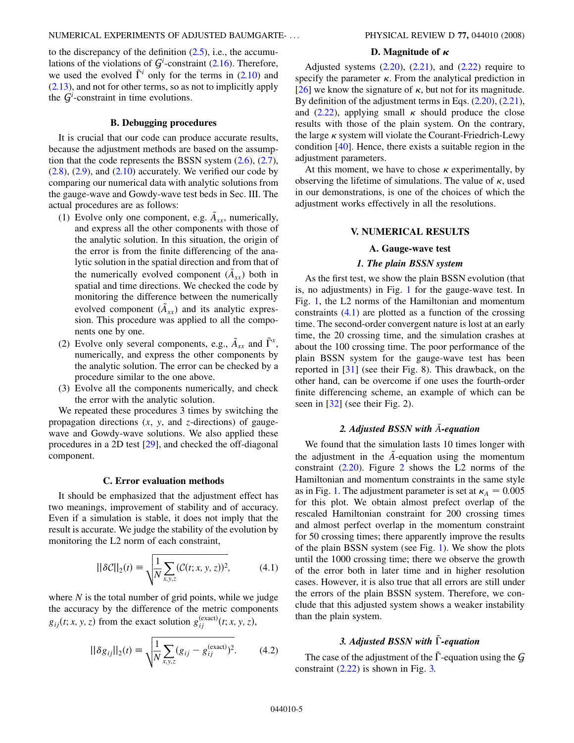to the discrepancy of the definition (2.5), i.e., the accumulations of the violations of $\mathcal{G}^i$-constraint (2.16). Therefore, we used the evolved $\tilde{\Gamma}^i$ only for the terms in (2.10) and (2.13), and not for other terms, so as not to implicitly apply the $\mathcal{G}^i$-constraint in time evolutions.

### B. Debugging procedures

It is crucial that our code can produce accurate results, because the adjustment methods are based on the assumption that the code represents the BSSN system (2.6), (2.7), (2.8), (2.9), and (2.10) accurately. We verified our code by comparing our numerical data with analytic solutions from the gauge-wave and Gowdy-wave test beds in Sec. III. The actual procedures are as follows:

(1) Evolve only one component, e.g. $\tilde{A}_{xx}$, numerically, and express all the other components with those of the analytic solution. In this situation, the origin of the error is from the finite differencing of the analytic solution in the spatial direction and from that of the numerically evolved component ($\tilde{A}_{xx}$) both in spatial and time directions. We checked the code by monitoring the difference between the numerically evolved component ($\tilde{A}_{xx}$) and its analytic expression. This procedure was applied to all the components one by one.

(2) Evolve only several components, e.g., $\tilde{A}_{xx}$ and $\tilde{\Gamma}^x$, numerically, and express the other components by the analytic solution. The error can be checked by a procedure similar to the one above.

(3) Evolve all the components numerically, and check the error with the analytic solution.

We repeated these procedures 3 times by switching the propagation directions ($x$, $y$, and $z$-directions) of gauge-wave and Gowdy-wave solutions. We also applied these procedures in a 2D test [29], and checked the off-diagonal component.

### C. Error evaluation methods

It should be emphasized that the adjustment effect has two meanings, improvement of stability and of accuracy. Even if a simulation is stable, it does not imply that the result is accurate. We judge the stability of the evolution by monitoring the L2 norm of each constraint,

$$||\delta\mathcal{C}||_2(t) \equiv \sqrt{\frac{1}{N}\sum_{x,y,z}(\mathcal{C}(t;x,y,z))^2}, \qquad (4.1)$$

where $N$ is the total number of grid points, while we judge the accuracy by the difference of the metric components $g_{ij}(t;x,y,z)$ from the exact solution $g_{ij}^{(\mathrm{exact})}(t;x,y,z)$,

$$||\delta g_{ij}||_2(t) \equiv \sqrt{\frac{1}{N}\sum_{x,y,z}(g_{ij}-g_{ij}^{(\mathrm{exact})})^2}. \qquad (4.2)$$

### D. Magnitude of $\kappa$

Adjusted systems (2.20), (2.21), and (2.22) require to specify the parameter $\kappa$. From the analytical prediction in [26] we know the signature of $\kappa$, but not for its magnitude. By definition of the adjustment terms in Eqs. (2.20), (2.21), and (2.22), applying small $\kappa$ should produce the close results with those of the plain system. On the contrary, the large $\kappa$ system will violate the Courant-Friedrich-Lewy condition [40]. Hence, there exists a suitable region in the adjustment parameters.

At this moment, we have to chose $\kappa$ experimentally, by observing the lifetime of simulations. The value of $\kappa$, used in our demonstrations, is one of the choices of which the adjustment works effectively in all the resolutions.

## V. NUMERICAL RESULTS

### A. Gauge-wave test

#### *1. The plain BSSN system*

As the first test, we show the plain BSSN evolution (that is, no adjustments) in Fig. 1 for the gauge-wave test. In Fig. 1, the L2 norms of the Hamiltonian and momentum constraints (4.1) are plotted as a function of the crossing time. The second-order convergent nature is lost at an early time, the 20 crossing time, and the simulation crashes at about the 100 crossing time. The poor performance of the plain BSSN system for the gauge-wave test has been reported in [31] (see their Fig. 8). This drawback, on the other hand, can be overcome if one uses the fourth-order finite differencing scheme, an example of which can be seen in [32] (see their Fig. 2).

#### *2. Adjusted BSSN with $\tilde{A}$-equation*

We found that the simulation lasts 10 times longer with the adjustment in the $\tilde{A}$-equation using the momentum constraint (2.20). Figure 2 shows the L2 norms of the Hamiltonian and momentum constraints in the same style as in Fig. 1. The adjustment parameter is set at $\kappa_A = 0.005$ for this plot. We obtain almost prefect overlap of the rescaled Hamiltonian constraint for 200 crossing times and almost perfect overlap in the momentum constraint for 50 crossing times; there apparently improve the results of the plain BSSN system (see Fig. 1). We show the plots until the 1000 crossing time; there we observe the growth of the error both in later time and in higher resolution cases. However, it is also true that all errors are still under the errors of the plain BSSN system. Therefore, we conclude that this adjusted system shows a weaker instability than the plain system.

#### *3. Adjusted BSSN with $\tilde{\Gamma}$-equation*

The case of the adjustment of the $\tilde{\Gamma}$-equation using the $\mathcal{G}$ constraint (2.22) is shown in Fig. 3.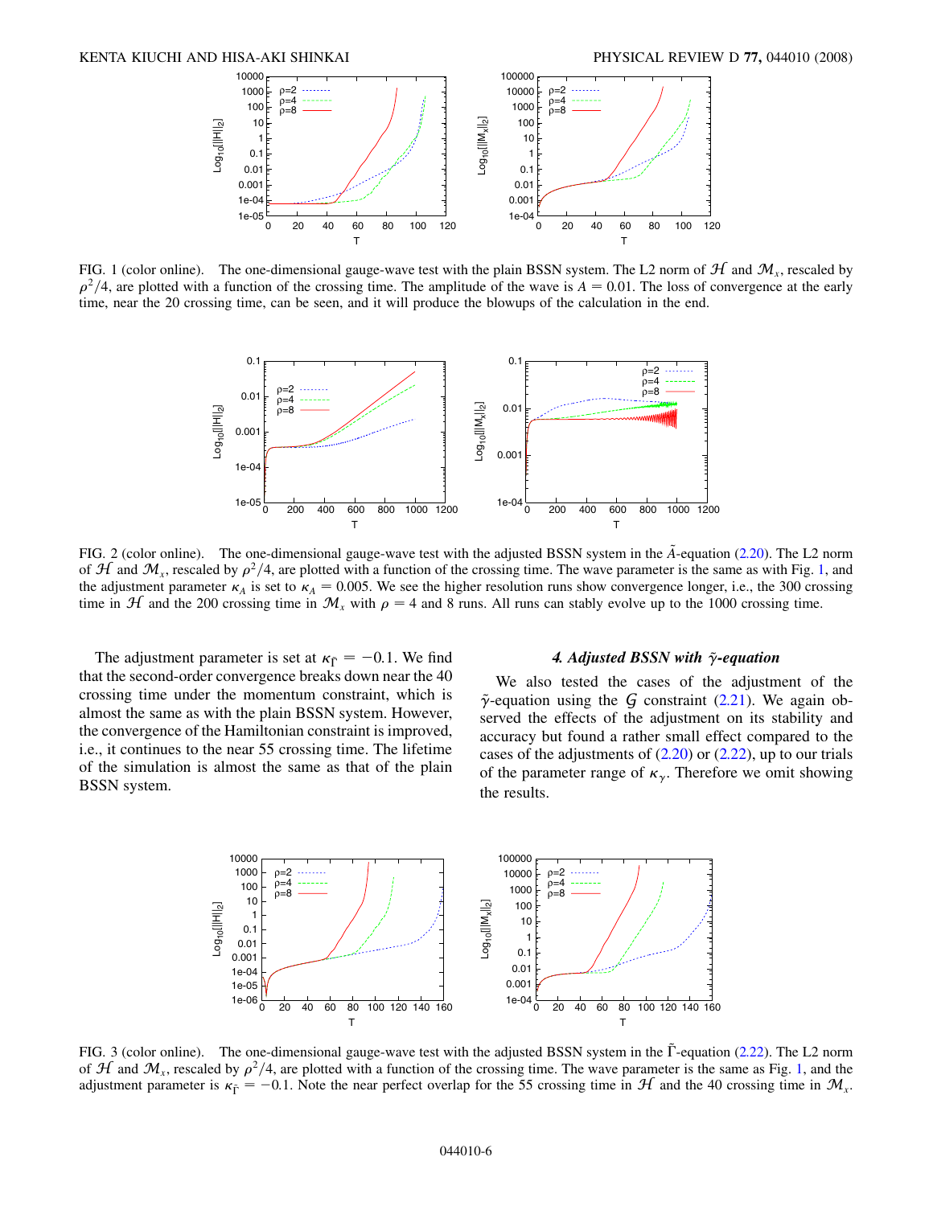FIG. 1 (color online). The one-dimensional gauge-wave test with the plain BSSN system. The L2 norm of $\mathcal{H}$ and $\mathcal{M}_x$, rescaled by $\rho^2/4$, are plotted with a function of the crossing time. The amplitude of the wave is $A = 0.01$. The loss of convergence at the early time, near the 20 crossing time, can be seen, and it will produce the blowups of the calculation in the end.

FIG. 2 (color online). The one-dimensional gauge-wave test with the adjusted BSSN system in the $\tilde{A}$-equation (2.20). The L2 norm of $\mathcal{H}$ and $\mathcal{M}_x$, rescaled by $\rho^2/4$, are plotted with a function of the crossing time. The wave parameter is the same as with Fig. 1, and the adjustment parameter $\kappa_A$ is set to $\kappa_A = 0.005$. We see the higher resolution runs show convergence longer, i.e., the 300 crossing time in $\mathcal{H}$ and the 200 crossing time in $\mathcal{M}_x$ with $\rho = 4$ and 8 runs. All runs can stably evolve up to the 1000 crossing time.

The adjustment parameter is set at $\kappa_{\tilde{\Gamma}} = -0.1$. We find that the second-order convergence breaks down near the 40 crossing time under the momentum constraint, which is almost the same as with the plain BSSN system. However, the convergence of the Hamiltonian constraint is improved, i.e., it continues to the near 55 crossing time. The lifetime of the simulation is almost the same as that of the plain BSSN system.

#### *4. Adjusted BSSN with $\tilde{\gamma}$-equation*

We also tested the cases of the adjustment of the $\tilde{\gamma}$-equation using the $\mathcal{G}$ constraint (2.21). We again observed the effects of the adjustment on its stability and accuracy but found a rather small effect compared to the cases of the adjustments of (2.20) or (2.22), up to our trials of the parameter range of $\kappa_\gamma$. Therefore we omit showing the results.

FIG. 3 (color online). The one-dimensional gauge-wave test with the adjusted BSSN system in the $\tilde{\Gamma}$-equation (2.22). The L2 norm of $\mathcal{H}$ and $\mathcal{M}_x$, rescaled by $\rho^2/4$, are plotted with a function of the crossing time. The wave parameter is the same as Fig. 1, and the adjustment parameter is $\kappa_{\tilde{\Gamma}} = -0.1$. Note the near perfect overlap for the 55 crossing time in $\mathcal{H}$ and the 40 crossing time in $\mathcal{M}_x$.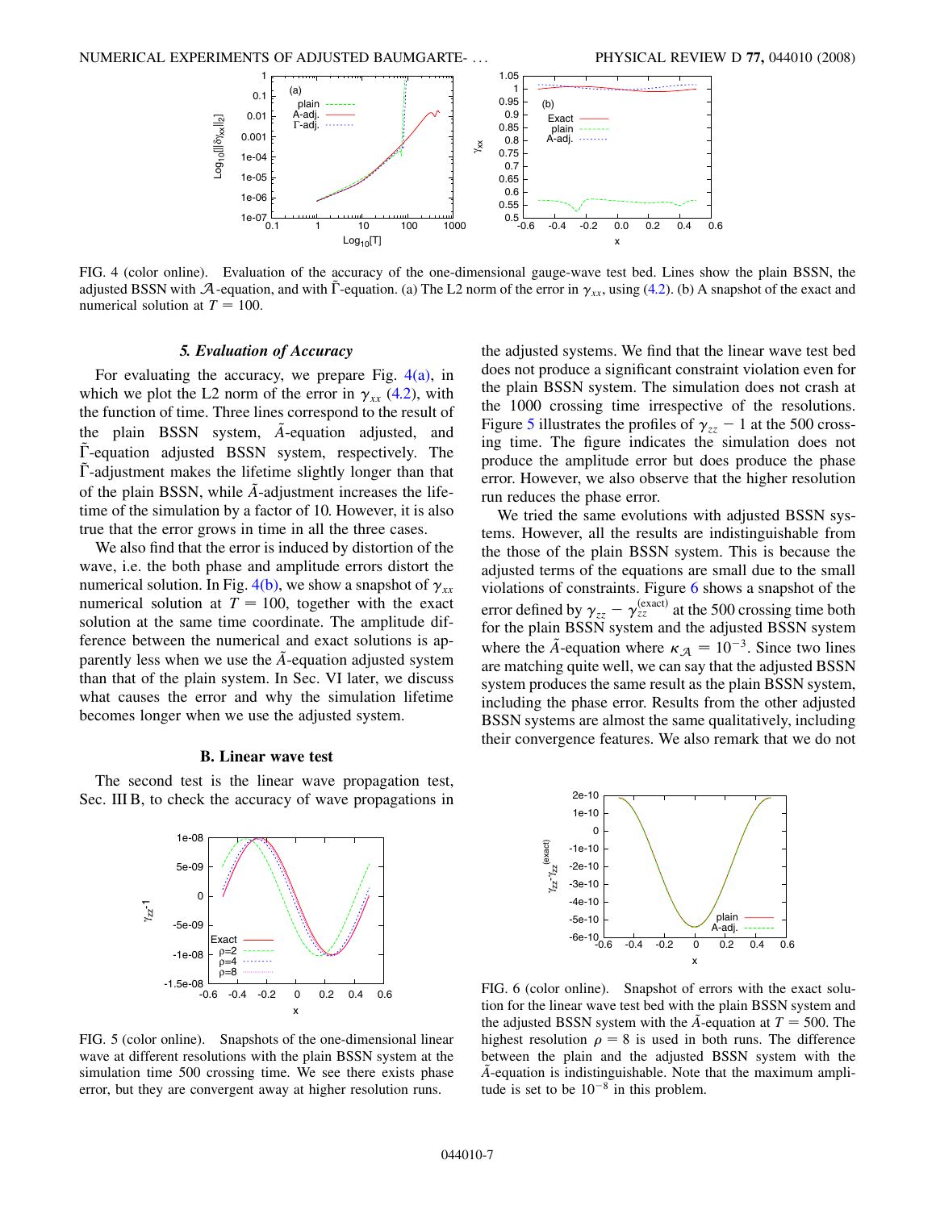FIG. 4 (color online). Evaluation of the accuracy of the one-dimensional gauge-wave test bed. Lines show the plain BSSN, the adjusted BSSN with $\mathcal{A}$-equation, and with $\tilde{\Gamma}$-equation. (a) The L2 norm of the error in $\gamma_{xx}$, using (4.2). (b) A snapshot of the exact and numerical solution at $T = 100$.

#### 5. Evaluation of Accuracy

For evaluating the accuracy, we prepare Fig. 4(a), in which we plot the L2 norm of the error in $\gamma_{xx}$ (4.2), with the function of time. Three lines correspond to the result of the plain BSSN system, $\tilde{A}$-equation adjusted, and $\tilde{\Gamma}$-equation adjusted BSSN system, respectively. The $\tilde{\Gamma}$-adjustment makes the lifetime slightly longer than that of the plain BSSN, while $\tilde{A}$-adjustment increases the lifetime of the simulation by a factor of 10. However, it is also true that the error grows in time in all the three cases.

We also find that the error is induced by distortion of the wave, i.e. the both phase and amplitude errors distort the numerical solution. In Fig. 4(b), we show a snapshot of $\gamma_{xx}$ numerical solution at $T = 100$, together with the exact solution at the same time coordinate. The amplitude difference between the numerical and exact solutions is apparently less when we use the $\tilde{A}$-equation adjusted system than the plain system. In Sec. VI later, we discuss what causes the error and why the simulation lifetime becomes longer when we use the adjusted system.

### B. Linear wave test

The second test is the linear wave propagation test, Sec. III B, to check the accuracy of wave propagations in the adjusted systems. We find that the linear wave test bed does not produce a significant constraint violation even for the plain BSSN system. The simulation does not crash at the 1000 crossing time irrespective of the resolutions. Figure 5 illustrates the profiles of $\gamma_{zz} - 1$ at the 500 crossing time. The figure indicates the simulation does not produce the amplitude error but does produce the phase error. However, we also observe that the higher resolution run reduces the phase error.

We tried the same evolutions with adjusted BSSN systems. However, all the results are indistinguishable from the those of the plain BSSN system. This is because the adjusted terms of the equations are small due to the small violations of constraints. Figure 6 shows a snapshot of the error defined by $\gamma_{zz} - \gamma_{zz}^{(\text{exact})}$ at the 500 crossing time both for the plain BSSN system and the adjusted BSSN system where the $\tilde{A}$-equation where $\kappa_{\mathcal{A}} = 10^{-3}$. Since two lines are matching quite well, we can say that the adjusted BSSN system produces the same result as the plain BSSN system, including the phase error. Results from the other adjusted BSSN systems are almost the same qualitatively, including their convergence features. We also remark that we do not

FIG. 5 (color online). Snapshots of the one-dimensional linear wave at different resolutions with the plain BSSN system at the simulation time 500 crossing time. We see there exists phase error, but they are convergent away at higher resolution runs.

FIG. 6 (color online). Snapshot of errors with the exact solution for the linear wave test bed with the plain BSSN system and the adjusted BSSN system with the $\tilde{A}$-equation at $T = 500$. The highest resolution $\rho = 8$ is used in both runs. The difference between the plain and the adjusted BSSN system with the $\tilde{A}$-equation is indistinguishable. Note that the maximum amplitude is set to be $10^{-8}$ in this problem.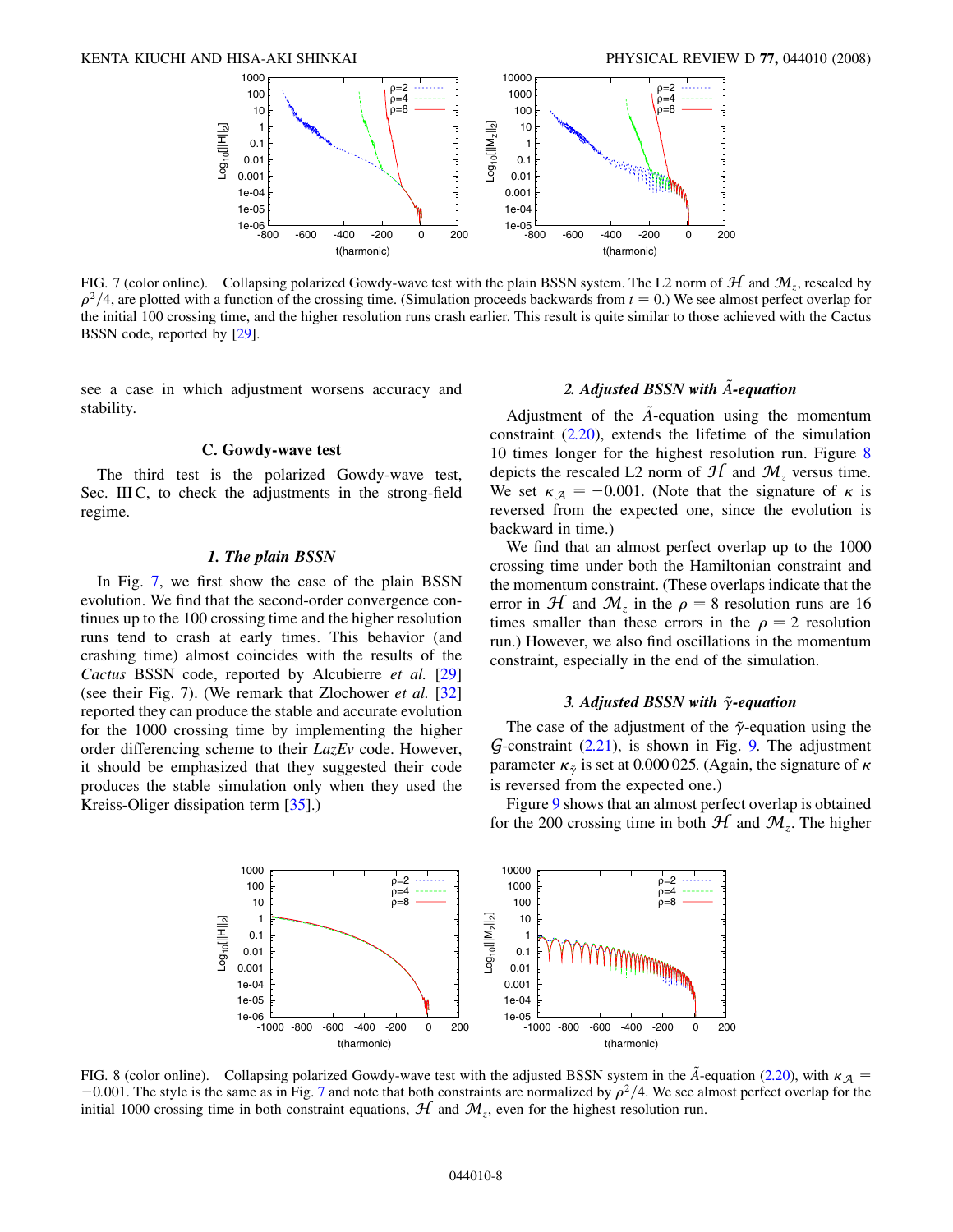FIG. 7 (color online). Collapsing polarized Gowdy-wave test with the plain BSSN system. The L2 norm of $\mathcal{H}$ and $\mathcal{M}_z$, rescaled by $\rho^2/4$, are plotted with a function of the crossing time. (Simulation proceeds backwards from $t = 0$.) We see almost perfect overlap for the initial 100 crossing time, and the higher resolution runs crash earlier. This result is quite similar to those achieved with the Cactus BSSN code, reported by [29].

see a case in which adjustment worsens accuracy and stability.

### C. Gowdy-wave test

The third test is the polarized Gowdy-wave test, Sec. III C, to check the adjustments in the strong-field regime.

#### 1. The plain BSSN

In Fig. 7, we first show the case of the plain BSSN evolution. We find that the second-order convergence continues up to the 100 crossing time and the higher resolution runs tend to crash at early times. This behavior (and crashing time) almost coincides with the results of the *Cactus* BSSN code, reported by Alcubierre *et al.* [29] (see their Fig. 7). (We remark that Zlochower *et al.* [32] reported they can produce the stable and accurate evolution for the 1000 crossing time by implementing the higher order differencing scheme to their *LazEv* code. However, it should be emphasized that they suggested their code produces the stable simulation only when they used the Kreiss-Oliger dissipation term [35].)

#### 2. Adjusted BSSN with $\tilde{A}$-equation

Adjustment of the $\tilde{A}$-equation using the momentum constraint (2.20), extends the lifetime of the simulation 10 times longer for the highest resolution run. Figure 8 depicts the rescaled L2 norm of $\mathcal{H}$ and $\mathcal{M}_z$ versus time. We set $\kappa_{\mathcal{A}} = -0.001$. (Note that the signature of $\kappa$ is reversed from the expected one, since the evolution is backward in time.)

We find that an almost perfect overlap up to the 1000 crossing time under both the Hamiltonian constraint and the momentum constraint. (These overlaps indicate that the error in $\mathcal{H}$ and $\mathcal{M}_z$ in the $\rho = 8$ resolution runs are 16 times smaller than these errors in the $\rho = 2$ resolution run.) However, we also find oscillations in the momentum constraint, especially in the end of the simulation.

#### 3. Adjusted BSSN with $\tilde{\gamma}$-equation

The case of the adjustment of the $\tilde{\gamma}$-equation using the $\mathcal{G}$-constraint (2.21), is shown in Fig. 9. The adjustment parameter $\kappa_{\tilde{\gamma}}$ is set at 0.000 025. (Again, the signature of $\kappa$ is reversed from the expected one.)

Figure 9 shows that an almost perfect overlap is obtained for the 200 crossing time in both $\mathcal{H}$ and $\mathcal{M}_z$. The higher

FIG. 8 (color online). Collapsing polarized Gowdy-wave test with the adjusted BSSN system in the $\tilde{A}$-equation (2.20), with $\kappa_{\mathcal{A}} = -0.001$. The style is the same as in Fig. 7 and note that both constraints are normalized by $\rho^2/4$. We see almost perfect overlap for the initial 1000 crossing time in both constraint equations, $\mathcal{H}$ and $\mathcal{M}_z$, even for the highest resolution run.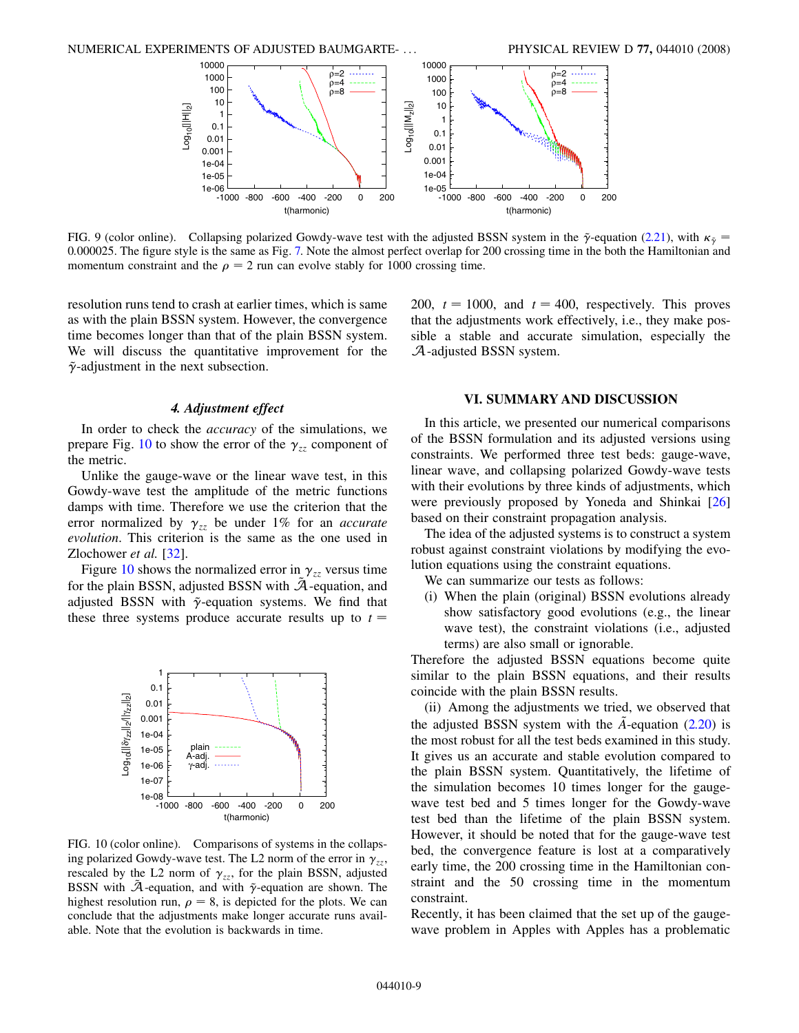FIG. 9 (color online). Collapsing polarized Gowdy-wave test with the adjusted BSSN system in the $\tilde{\gamma}$-equation (2.21), with $\kappa_{\tilde{\gamma}} = 0.000025$. The figure style is the same as Fig. 7. Note the almost perfect overlap for 200 crossing time in the both the Hamiltonian and momentum constraint and the $\rho = 2$ run can evolve stably for 1000 crossing time.

resolution runs tend to crash at earlier times, which is same as with the plain BSSN system. However, the convergence time becomes longer than that of the plain BSSN system. We will discuss the quantitative improvement for the $\tilde{\gamma}$-adjustment in the next subsection.

#### 4. Adjustment effect

In order to check the *accuracy* of the simulations, we prepare Fig. 10 to show the error of the $\gamma_{zz}$ component of the metric.

Unlike the gauge-wave or the linear wave test, in this Gowdy-wave test the amplitude of the metric functions damps with time. Therefore we use the criterion that the error normalized by $\gamma_{zz}$ be under 1% for an *accurate evolution*. This criterion is the same as the one used in Zlochower *et al.* [32].

Figure 10 shows the normalized error in $\gamma_{zz}$ versus time for the plain BSSN, adjusted BSSN with $\tilde{\mathcal{A}}$-equation, and adjusted BSSN with $\tilde{\gamma}$-equation systems. We find that these three systems produce accurate results up to $t = 200$, $t = 1000$, and $t = 400$, respectively. This proves that the adjustments work effectively, i.e., they make possible a stable and accurate simulation, especially the $\mathcal{A}$-adjusted BSSN system.

FIG. 10 (color online). Comparisons of systems in the collapsing polarized Gowdy-wave test. The L2 norm of the error in $\gamma_{zz}$, rescaled by the L2 norm of $\gamma_{zz}$, for the plain BSSN, adjusted BSSN with $\tilde{\mathcal{A}}$-equation, and with $\tilde{\gamma}$-equation are shown. The highest resolution run, $\rho = 8$, is depicted for the plots. We can conclude that the adjustments make longer accurate runs available. Note that the evolution is backwards in time.

## VI. SUMMARY AND DISCUSSION

In this article, we presented our numerical comparisons of the BSSN formulation and its adjusted versions using constraints. We performed three test beds: gauge-wave, linear wave, and collapsing polarized Gowdy-wave tests with their evolutions by three kinds of adjustments, which were previously proposed by Yoneda and Shinkai [26] based on their constraint propagation analysis.

The idea of the adjusted systems is to construct a system robust against constraint violations by modifying the evolution equations using the constraint equations.

We can summarize our tests as follows:

(i) When the plain (original) BSSN evolutions already show satisfactory good evolutions (e.g., the linear wave test), the constraint violations (i.e., adjusted terms) are also small or ignorable.

Therefore the adjusted BSSN equations become quite similar to the plain BSSN equations, and their results coincide with the plain BSSN results.

(ii) Among the adjustments we tried, we observed that the adjusted BSSN system with the $\tilde{A}$-equation (2.20) is the most robust for all the test beds examined in this study. It gives us an accurate and stable evolution compared to the plain BSSN system. Quantitatively, the lifetime of the simulation becomes 10 times longer for the gauge-wave test bed and 5 times longer for the Gowdy-wave test bed than the lifetime of the plain BSSN system. However, it should be noted that for the gauge-wave test bed, the convergence feature is lost at a comparatively early time, the 200 crossing time in the Hamiltonian constraint and the 50 crossing time in the momentum constraint.

Recently, it has been claimed that the set up of the gauge-wave problem in Apples with Apples has a problematic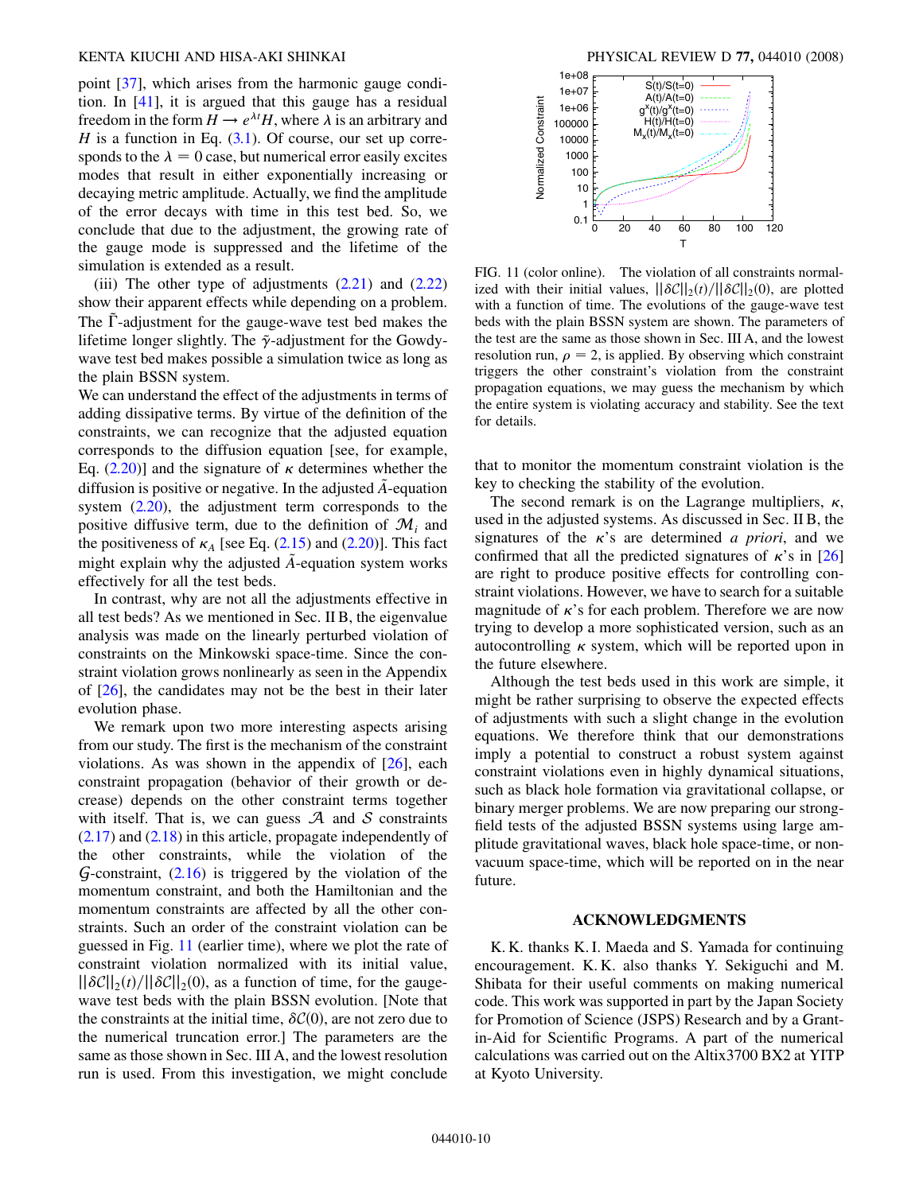point [37], which arises from the harmonic gauge condition. In [41], it is argued that this gauge has a residual freedom in the form $H \to e^{\lambda t}H$, where $\lambda$ is an arbitrary and $H$ is a function in Eq. (3.1). Of course, our set up corresponds to the $\lambda = 0$ case, but numerical error easily excites modes that result in either exponentially increasing or decaying metric amplitude. Actually, we find the amplitude of the error decays with time in this test bed. So, we conclude that due to the adjustment, the growing rate of the gauge mode is suppressed and the lifetime of the simulation is extended as a result.

(iii) The other type of adjustments (2.21) and (2.22) show their apparent effects while depending on a problem. The $\tilde{\Gamma}$-adjustment for the gauge-wave test bed makes the lifetime longer slightly. The $\tilde{\gamma}$-adjustment for the Gowdy-wave test bed makes possible a simulation twice as long as the plain BSSN system.

We can understand the effect of the adjustments in terms of adding dissipative terms. By virtue of the definition of the constraints, we can recognize that the adjusted equation corresponds to the diffusion equation [see, for example, Eq. (2.20)] and the signature of $\kappa$ determines whether the diffusion is positive or negative. In the adjusted $\tilde{A}$-equation system (2.20), the adjustment term corresponds to the positive diffusive term, due to the definition of $\mathcal{M}_i$ and the positiveness of $\kappa_A$ [see Eq. (2.15) and (2.20)]. This fact might explain why the adjusted $\tilde{A}$-equation system works effectively for all the test beds.

In contrast, why are not all the adjustments effective in all test beds? As we mentioned in Sec. II B, the eigenvalue analysis was made on the linearly perturbed violation of constraints on the Minkowski space-time. Since the constraint violation grows nonlinearly as seen in the Appendix of [26], the candidates may not be the best in their later evolution phase.

We remark upon two more interesting aspects arising from our study. The first is the mechanism of the constraint violations. As was shown in the appendix of [26], each constraint propagation (behavior of their growth or decrease) depends on the other constraint terms together with itself. That is, we can guess $\mathcal{A}$ and $\mathcal{S}$ constraints (2.17) and (2.18) in this article, propagate independently of the other constraints, while the violation of the $\mathcal{G}$-constraint, (2.16) is triggered by the violation of the momentum constraint, and both the Hamiltonian and the momentum constraints are affected by all the other constraints. Such an order of the constraint violation can be guessed in Fig. 11 (earlier time), where we plot the rate of constraint violation normalized with their initial value, $||\delta\mathcal{C}||_2(t)/||\delta\mathcal{C}||_2(0)$, as a function of time, for the gauge-wave test beds with the plain BSSN evolution. [Note that the constraints at the initial time, $\delta\mathcal{C}(0)$, are not zero due to the numerical truncation error.] The parameters are the same as those shown in Sec. III A, and the lowest resolution run is used. From this investigation, we might conclude that to monitor the momentum constraint violation is the key to checking the stability of the evolution.

FIG. 11 (color online). The violation of all constraints normalized with their initial values, $||\delta\mathcal{C}||_2(t)/||\delta\mathcal{C}||_2(0)$, are plotted with a function of time. The evolutions of the gauge-wave test beds with the plain BSSN system are shown. The parameters of the test are the same as those shown in Sec. III A, and the lowest resolution run, $\rho = 2$, is applied. By observing which constraint triggers the other constraint's violation from the constraint propagation equations, we may guess the mechanism by which the entire system is violating accuracy and stability. See the text for details.

The second remark is on the Lagrange multipliers, $\kappa$, used in the adjusted systems. As discussed in Sec. II B, the signatures of the $\kappa$'s are determined *a priori*, and we confirmed that all the predicted signatures of $\kappa$'s in [26] are right to produce positive effects for controlling constraint violations. However, we have to search for a suitable magnitude of $\kappa$'s for each problem. Therefore we are now trying to develop a more sophisticated version, such as an autocontrolling $\kappa$ system, which will be reported upon in the future elsewhere.

Although the test beds used in this work are simple, it might be rather surprising to observe the expected effects of adjustments with such a slight change in the evolution equations. We therefore think that our demonstrations imply a potential to construct a robust system against constraint violations even in highly dynamical situations, such as black hole formation via gravitational collapse, or binary merger problems. We are now preparing our strong-field tests of the adjusted BSSN systems using large amplitude gravitational waves, black hole space-time, or non-vacuum space-time, which will be reported on in the near future.

## ACKNOWLEDGMENTS

K. K. thanks K. I. Maeda and S. Yamada for continuing encouragement. K. K. also thanks Y. Sekiguchi and M. Shibata for their useful comments on making numerical code. This work was supported in part by the Japan Society for Promotion of Science (JSPS) Research and by a Grant-in-Aid for Scientific Programs. A part of the numerical calculations was carried out on the Altix3700 BX2 at YITP at Kyoto University.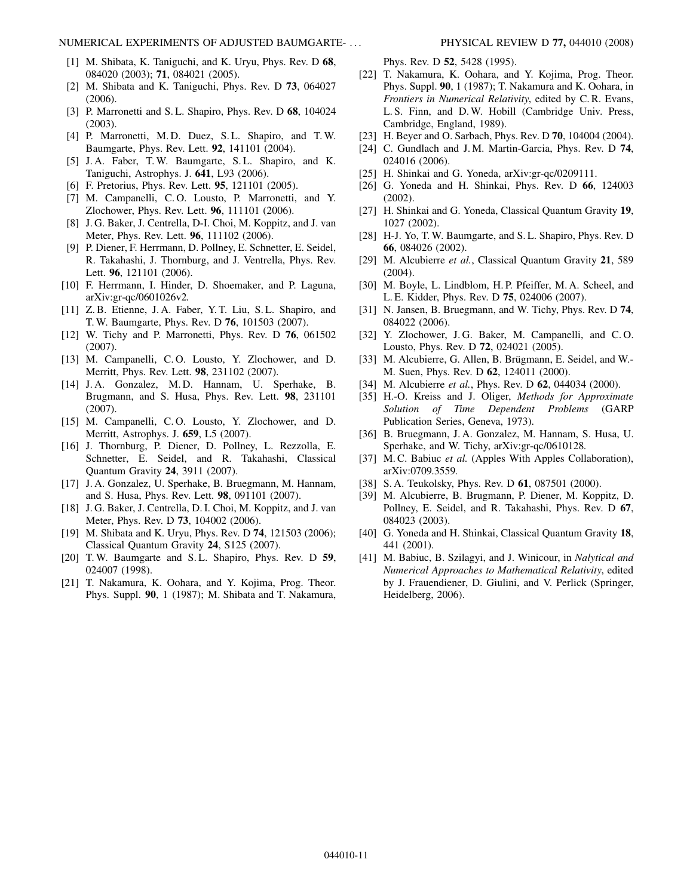[1] M. Shibata, K. Taniguchi, and K. Uryu, Phys. Rev. D **68**, 084020 (2003); **71**, 084021 (2005).

[2] M. Shibata and K. Taniguchi, Phys. Rev. D **73**, 064027 (2006).

[3] P. Marronetti and S. L. Shapiro, Phys. Rev. D **68**, 104024 (2003).

[4] P. Marronetti, M. D. Duez, S. L. Shapiro, and T. W. Baumgarte, Phys. Rev. Lett. **92**, 141101 (2004).

[5] J. A. Faber, T. W. Baumgarte, S. L. Shapiro, and K. Taniguchi, Astrophys. J. **641**, L93 (2006).

[6] F. Pretorius, Phys. Rev. Lett. **95**, 121101 (2005).

[7] M. Campanelli, C. O. Lousto, P. Marronetti, and Y. Zlochower, Phys. Rev. Lett. **96**, 111101 (2006).

[8] J. G. Baker, J. Centrella, D-I. Choi, M. Koppitz, and J. van Meter, Phys. Rev. Lett. **96**, 111102 (2006).

[9] P. Diener, F. Herrmann, D. Pollney, E. Schnetter, E. Seidel, R. Takahashi, J. Thornburg, and J. Ventrella, Phys. Rev. Lett. **96**, 121101 (2006).

[10] F. Herrmann, I. Hinder, D. Shoemaker, and P. Laguna, arXiv:gr-qc/0601026v2.

[11] Z. B. Etienne, J. A. Faber, Y. T. Liu, S. L. Shapiro, and T. W. Baumgarte, Phys. Rev. D **76**, 101503 (2007).

[12] W. Tichy and P. Marronetti, Phys. Rev. D **76**, 061502 (2007).

[13] M. Campanelli, C. O. Lousto, Y. Zlochower, and D. Merritt, Phys. Rev. Lett. **98**, 231102 (2007).

[14] J. A. Gonzalez, M. D. Hannam, U. Sperhake, B. Brugmann, and S. Husa, Phys. Rev. Lett. **98**, 231101 (2007).

[15] M. Campanelli, C. O. Lousto, Y. Zlochower, and D. Merritt, Astrophys. J. **659**, L5 (2007).

[16] J. Thornburg, P. Diener, D. Pollney, L. Rezzolla, E. Schnetter, E. Seidel, and R. Takahashi, Classical Quantum Gravity **24**, 3911 (2007).

[17] J. A. Gonzalez, U. Sperhake, B. Bruegmann, M. Hannam, and S. Husa, Phys. Rev. Lett. **98**, 091101 (2007).

[18] J. G. Baker, J. Centrella, D. I. Choi, M. Koppitz, and J. van Meter, Phys. Rev. D **73**, 104002 (2006).

[19] M. Shibata and K. Uryu, Phys. Rev. D **74**, 121503 (2006); Classical Quantum Gravity **24**, S125 (2007).

[20] T. W. Baumgarte and S. L. Shapiro, Phys. Rev. D **59**, 024007 (1998).

[21] T. Nakamura, K. Oohara, and Y. Kojima, Prog. Theor. Phys. Suppl. **90**, 1 (1987); M. Shibata and T. Nakamura, Phys. Rev. D **52**, 5428 (1995).

[22] T. Nakamura, K. Oohara, and Y. Kojima, Prog. Theor. Phys. Suppl. **90**, 1 (1987); T. Nakamura and K. Oohara, in *Frontiers in Numerical Relativity*, edited by C. R. Evans, L. S. Finn, and D. W. Hobill (Cambridge Univ. Press, Cambridge, England, 1989).

[23] H. Beyer and O. Sarbach, Phys. Rev. D **70**, 104004 (2004).

[24] C. Gundlach and J. M. Martin-Garcia, Phys. Rev. D **74**, 024016 (2006).

[25] H. Shinkai and G. Yoneda, arXiv:gr-qc/0209111.

[26] G. Yoneda and H. Shinkai, Phys. Rev. D **66**, 124003 (2002).

[27] H. Shinkai and G. Yoneda, Classical Quantum Gravity **19**, 1027 (2002).

[28] H-J. Yo, T. W. Baumgarte, and S. L. Shapiro, Phys. Rev. D **66**, 084026 (2002).

[29] M. Alcubierre *et al.*, Classical Quantum Gravity **21**, 589 (2004).

[30] M. Boyle, L. Lindblom, H. P. Pfeiffer, M. A. Scheel, and L. E. Kidder, Phys. Rev. D **75**, 024006 (2007).

[31] N. Jansen, B. Bruegmann, and W. Tichy, Phys. Rev. D **74**, 084022 (2006).

[32] Y. Zlochower, J. G. Baker, M. Campanelli, and C. O. Lousto, Phys. Rev. D **72**, 024021 (2005).

[33] M. Alcubierre, G. Allen, B. Brügmann, E. Seidel, and W.-M. Suen, Phys. Rev. D **62**, 124011 (2000).

[34] M. Alcubierre *et al.*, Phys. Rev. D **62**, 044034 (2000).

[35] H.-O. Kreiss and J. Oliger, *Methods for Approximate Solution of Time Dependent Problems* (GARP Publication Series, Geneva, 1973).

[36] B. Bruegmann, J. A. Gonzalez, M. Hannam, S. Husa, U. Sperhake, and W. Tichy, arXiv:gr-qc/0610128.

[37] M. C. Babiuc *et al.* (Apples With Apples Collaboration), arXiv:0709.3559.

[38] S. A. Teukolsky, Phys. Rev. D **61**, 087501 (2000).

[39] M. Alcubierre, B. Brugmann, P. Diener, M. Koppitz, D. Pollney, E. Seidel, and R. Takahashi, Phys. Rev. D **67**, 084023 (2003).

[40] G. Yoneda and H. Shinkai, Classical Quantum Gravity **18**, 441 (2001).

[41] M. Babiuc, B. Szilagyi, and J. Winicour, in *Nalytical and Numerical Approaches to Mathematical Relativity*, edited by J. Frauendiener, D. Giulini, and V. Perlick (Springer, Heidelberg, 2006).